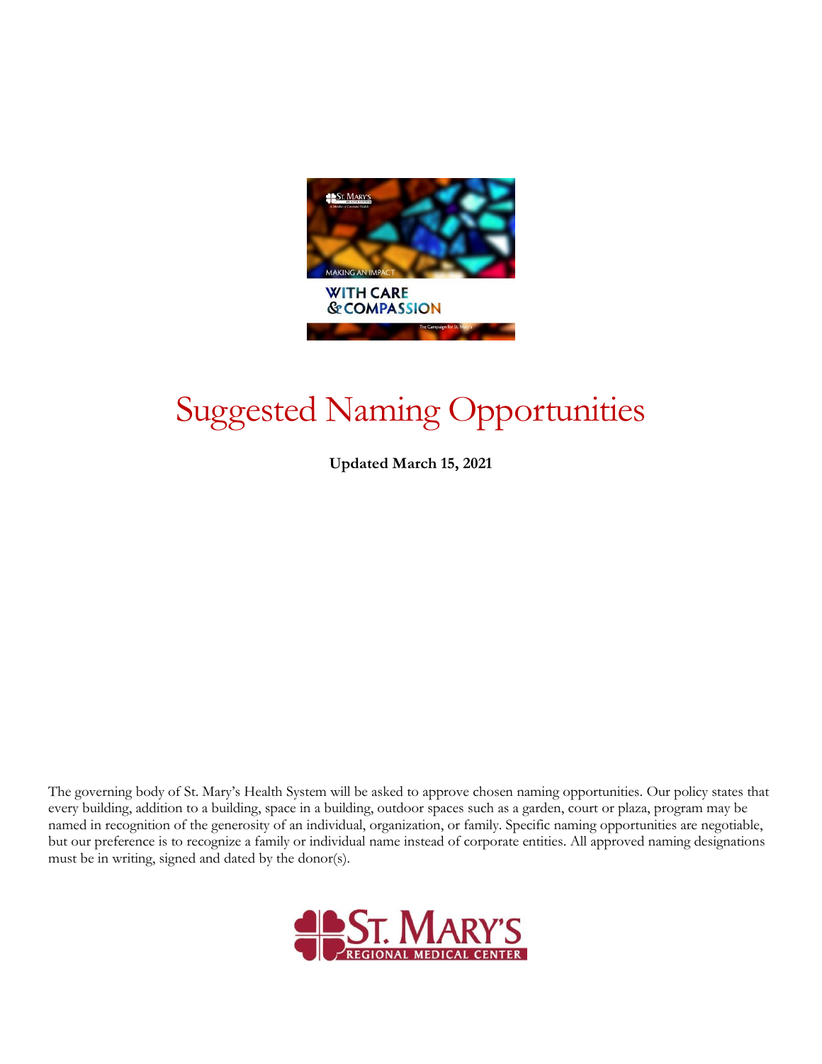MAKING AN IMPACT

WITH CARE & COMPASSION

The Campaign for St. Mary's

# Suggested Naming Opportunities

**Updated March 15, 2021**

The governing body of St. Mary's Health System will be asked to approve chosen naming opportunities. Our policy states that every building, addition to a building, space in a building, outdoor spaces such as a garden, court or plaza, program may be named in recognition of the generosity of an individual, organization, or family. Specific naming opportunities are negotiable, but our preference is to recognize a family or individual name instead of corporate entities. All approved naming designations must be in writing, signed and dated by the donor(s).

ST. MARY'S REGIONAL MEDICAL CENTER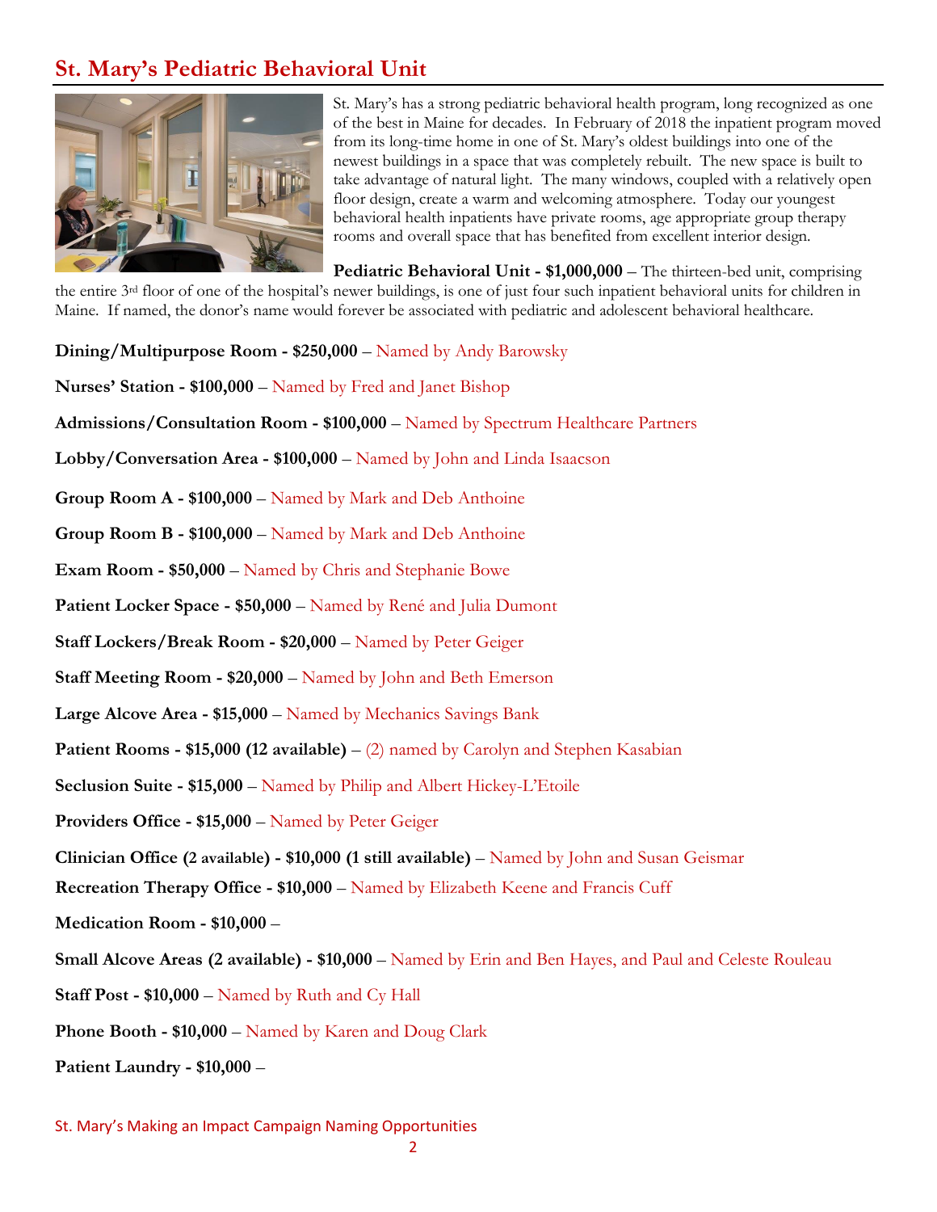# St. Mary's Pediatric Behavioral Unit

St. Mary's has a strong pediatric behavioral health program, long recognized as one of the best in Maine for decades. In February of 2018 the inpatient program moved from its long-time home in one of St. Mary's oldest buildings into one of the newest buildings in a space that was completely rebuilt. The new space is built to take advantage of natural light. The many windows, coupled with a relatively open floor design, create a warm and welcoming atmosphere. Today our youngest behavioral health inpatients have private rooms, age appropriate group therapy rooms and overall space that has benefited from excellent interior design.

**Pediatric Behavioral Unit - $1,000,000** – The thirteen-bed unit, comprising the entire 3rd floor of one of the hospital's newer buildings, is one of just four such inpatient behavioral units for children in Maine. If named, the donor's name would forever be associated with pediatric and adolescent behavioral healthcare.

**Dining/Multipurpose Room - $250,000** – Named by Andy Barowsky

**Nurses' Station - $100,000** – Named by Fred and Janet Bishop

**Admissions/Consultation Room - $100,000** – Named by Spectrum Healthcare Partners

**Lobby/Conversation Area - $100,000** – Named by John and Linda Isaacson

**Group Room A - $100,000** – Named by Mark and Deb Anthoine

**Group Room B - $100,000** – Named by Mark and Deb Anthoine

**Exam Room - $50,000** – Named by Chris and Stephanie Bowe

**Patient Locker Space - $50,000** – Named by René and Julia Dumont

**Staff Lockers/Break Room - $20,000** – Named by Peter Geiger

**Staff Meeting Room - $20,000** – Named by John and Beth Emerson

**Large Alcove Area - $15,000** – Named by Mechanics Savings Bank

**Patient Rooms - $15,000 (12 available)** – (2) named by Carolyn and Stephen Kasabian

**Seclusion Suite - $15,000** – Named by Philip and Albert Hickey-L'Etoile

**Providers Office - $15,000** – Named by Peter Geiger

**Clinician Office (2 available) - $10,000 (1 still available)** – Named by John and Susan Geismar

**Recreation Therapy Office - $10,000** – Named by Elizabeth Keene and Francis Cuff

**Medication Room - $10,000** –

**Small Alcove Areas (2 available) - $10,000** – Named by Erin and Ben Hayes, and Paul and Celeste Rouleau

**Staff Post - $10,000** – Named by Ruth and Cy Hall

**Phone Booth - $10,000** – Named by Karen and Doug Clark

**Patient Laundry - $10,000** –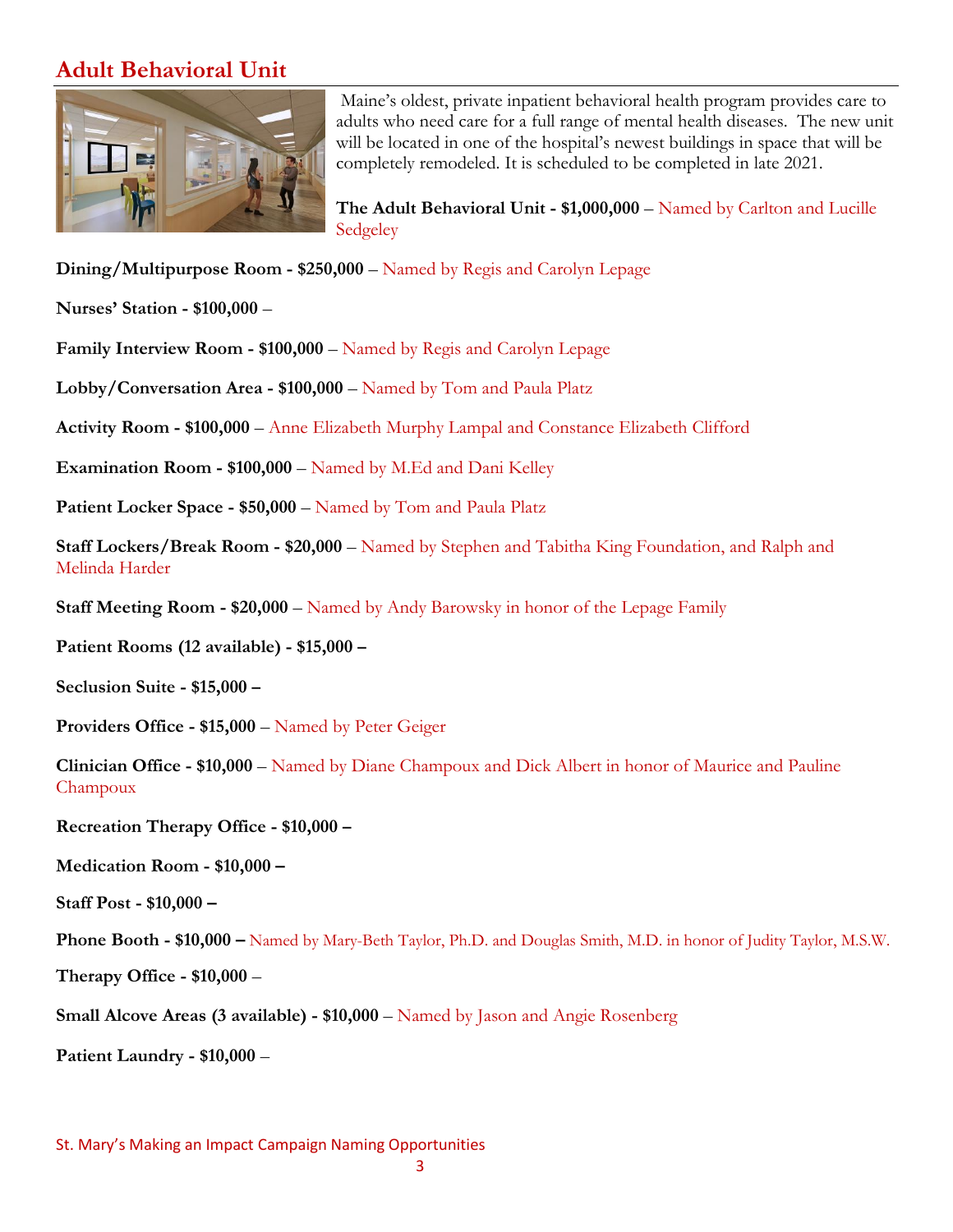## Adult Behavioral Unit

Maine's oldest, private inpatient behavioral health program provides care to adults who need care for a full range of mental health diseases. The new unit will be located in one of the hospital's newest buildings in space that will be completely remodeled. It is scheduled to be completed in late 2021.

**The Adult Behavioral Unit - $1,000,000** – Named by Carlton and Lucille Sedgeley

**Dining/Multipurpose Room - $250,000** – Named by Regis and Carolyn Lepage

**Nurses' Station - $100,000** –

**Family Interview Room - $100,000** – Named by Regis and Carolyn Lepage

**Lobby/Conversation Area - $100,000** – Named by Tom and Paula Platz

**Activity Room - $100,000** – Anne Elizabeth Murphy Lampal and Constance Elizabeth Clifford

**Examination Room - $100,000** – Named by M.Ed and Dani Kelley

**Patient Locker Space - $50,000** – Named by Tom and Paula Platz

**Staff Lockers/Break Room - $20,000** – Named by Stephen and Tabitha King Foundation, and Ralph and Melinda Harder

**Staff Meeting Room - $20,000** – Named by Andy Barowsky in honor of the Lepage Family

**Patient Rooms (12 available) - $15,000 –**

**Seclusion Suite - $15,000 –**

**Providers Office - $15,000** – Named by Peter Geiger

**Clinician Office - $10,000** – Named by Diane Champoux and Dick Albert in honor of Maurice and Pauline Champoux

**Recreation Therapy Office - $10,000 –**

**Medication Room - $10,000 –**

**Staff Post - $10,000 –**

**Phone Booth - $10,000 –** Named by Mary-Beth Taylor, Ph.D. and Douglas Smith, M.D. in honor of Judity Taylor, M.S.W.

**Therapy Office - $10,000** –

**Small Alcove Areas (3 available) - $10,000** – Named by Jason and Angie Rosenberg

**Patient Laundry - $10,000** –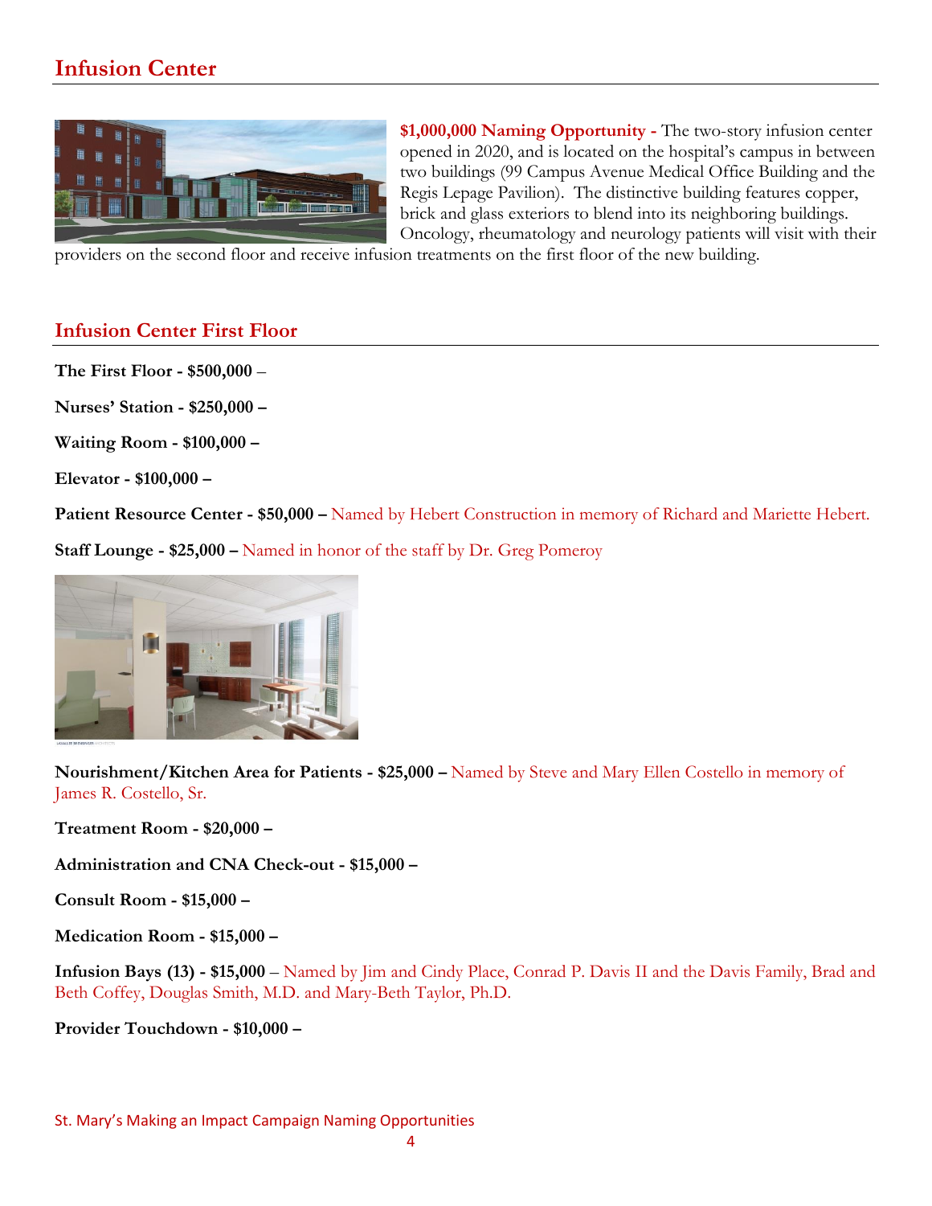## Infusion Center

**$1,000,000 Naming Opportunity -** The two-story infusion center opened in 2020, and is located on the hospital's campus in between two buildings (99 Campus Avenue Medical Office Building and the Regis Lepage Pavilion). The distinctive building features copper, brick and glass exteriors to blend into its neighboring buildings. Oncology, rheumatology and neurology patients will visit with their providers on the second floor and receive infusion treatments on the first floor of the new building.

## Infusion Center First Floor

**The First Floor - $500,000** –

**Nurses' Station - $250,000 –**

**Waiting Room - $100,000 –**

**Elevator - $100,000 –**

**Patient Resource Center - $50,000 –** Named by Hebert Construction in memory of Richard and Mariette Hebert.

**Staff Lounge - $25,000 –** Named in honor of the staff by Dr. Greg Pomeroy

**Nourishment/Kitchen Area for Patients - $25,000 –** Named by Steve and Mary Ellen Costello in memory of James R. Costello, Sr.

**Treatment Room - $20,000 –**

**Administration and CNA Check-out - $15,000 –**

**Consult Room - $15,000 –**

**Medication Room - $15,000 –**

**Infusion Bays (13) - $15,000** – Named by Jim and Cindy Place, Conrad P. Davis II and the Davis Family, Brad and Beth Coffey, Douglas Smith, M.D. and Mary-Beth Taylor, Ph.D.

**Provider Touchdown - $10,000 –**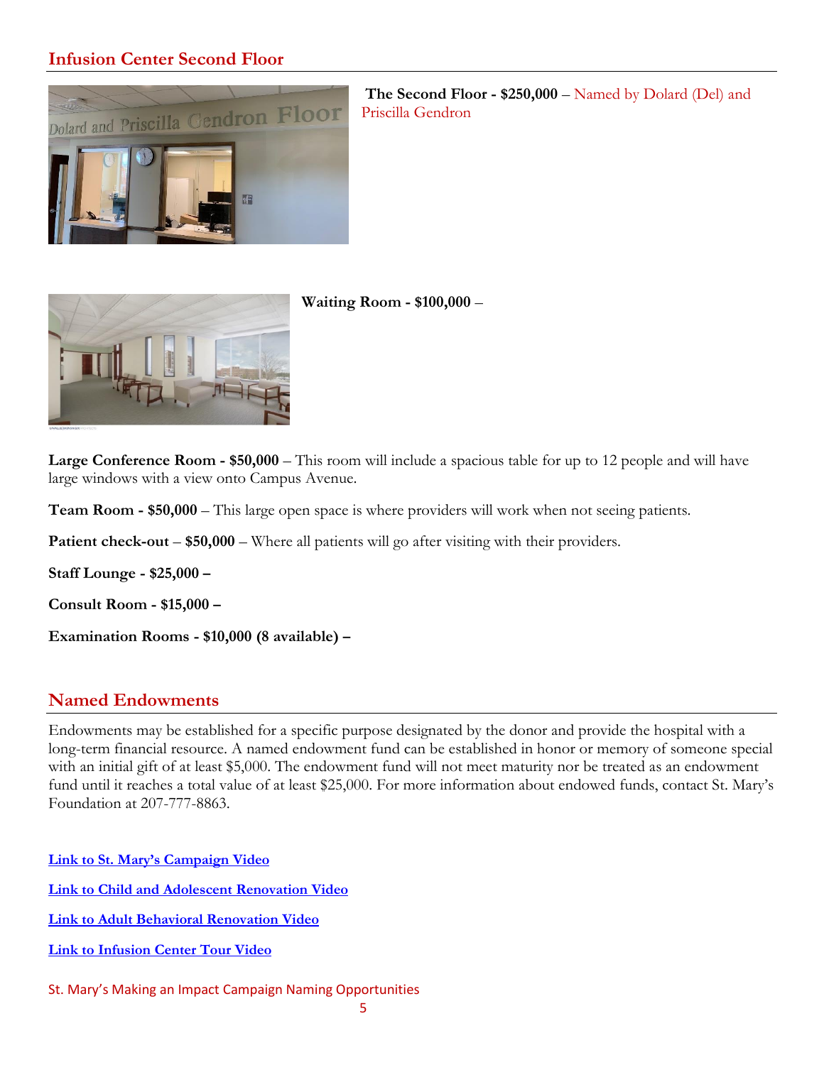## Infusion Center Second Floor

**The Second Floor - $250,000** – Named by Dolard (Del) and Priscilla Gendron

**Waiting Room - $100,000** –

**Large Conference Room - $50,000** – This room will include a spacious table for up to 12 people and will have large windows with a view onto Campus Avenue.

**Team Room - $50,000** – This large open space is where providers will work when not seeing patients.

**Patient check-out** – **$50,000** – Where all patients will go after visiting with their providers.

**Staff Lounge - $25,000 –**

**Consult Room - $15,000 –**

**Examination Rooms - $10,000 (8 available) –**

## Named Endowments

Endowments may be established for a specific purpose designated by the donor and provide the hospital with a long-term financial resource. A named endowment fund can be established in honor or memory of someone special with an initial gift of at least $5,000. The endowment fund will not meet maturity nor be treated as an endowment fund until it reaches a total value of at least $25,000. For more information about endowed funds, contact St. Mary's Foundation at 207-777-8863.

**Link to St. Mary's Campaign Video**

**Link to Child and Adolescent Renovation Video**

**Link to Adult Behavioral Renovation Video**

**Link to Infusion Center Tour Video**